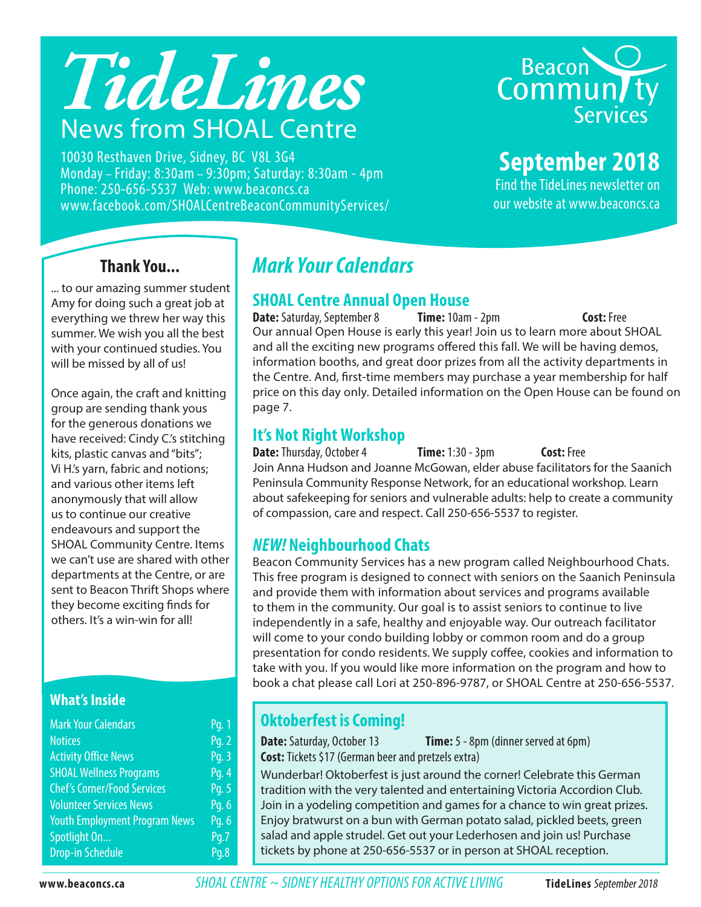# TideLines

## News from SHOAL Centre

10030 Resthaven Drive, Sidney, BC V8L 3G4
Monday – Friday: 8:30am – 9:30pm; Saturday: 8:30am - 4pm
Phone: 250-656-5537 Web: www.beaconcs.ca
www.facebook.com/SHOALCentreBeaconCommunityServices/

Beacon Community Services

**September 2018**

Find the TideLines newsletter on our website at www.beaconcs.ca

## Thank You...

... to our amazing summer student Amy for doing such a great job at everything we threw her way this summer. We wish you all the best with your continued studies. You will be missed by all of us!

Once again, the craft and knitting group are sending thank yous for the generous donations we have received: Cindy C.'s stitching kits, plastic canvas and "bits"; Vi H.'s yarn, fabric and notions; and various other items left anonymously that will allow us to continue our creative endeavours and support the SHOAL Community Centre. Items we can't use are shared with other departments at the Centre, or are sent to Beacon Thrift Shops where they become exciting finds for others. It's a win-win for all!

### What's Inside

| | |
|---|---|
| Mark Your Calendars | Pg. 1 |
| Notices | Pg. 2 |
| Activity Office News | Pg. 3 |
| SHOAL Wellness Programs | Pg. 4 |
| Chef's Corner/Food Services | Pg. 5 |
| Volunteer Services News | Pg. 6 |
| Youth Employment Program News | Pg. 6 |
| Spotlight On... | Pg.7 |
| Drop-in Schedule | Pg.8 |

## *Mark Your Calendars*

### SHOAL Centre Annual Open House

**Date:** Saturday, September 8 **Time:** 10am - 2pm **Cost:** Free

Our annual Open House is early this year! Join us to learn more about SHOAL and all the exciting new programs offered this fall. We will be having demos, information booths, and great door prizes from all the activity departments in the Centre. And, first-time members may purchase a year membership for half price on this day only. Detailed information on the Open House can be found on page 7.

### It's Not Right Workshop

**Date:** Thursday, October 4 **Time:** 1:30 - 3pm **Cost:** Free

Join Anna Hudson and Joanne McGowan, elder abuse facilitators for the Saanich Peninsula Community Response Network, for an educational workshop. Learn about safekeeping for seniors and vulnerable adults: help to create a community of compassion, care and respect. Call 250-656-5537 to register.

### *NEW!* Neighbourhood Chats

Beacon Community Services has a new program called Neighbourhood Chats. This free program is designed to connect with seniors on the Saanich Peninsula and provide them with information about services and programs available to them in the community. Our goal is to assist seniors to continue to live independently in a safe, healthy and enjoyable way. Our outreach facilitator will come to your condo building lobby or common room and do a group presentation for condo residents. We supply coffee, cookies and information to take with you. If you would like more information on the program and how to book a chat please call Lori at 250-896-9787, or SHOAL Centre at 250-656-5537.

### Oktoberfest is Coming!

**Date:** Saturday, October 13 **Time:** 5 - 8pm (dinner served at 6pm)
**Cost:** Tickets $17 (German beer and pretzels extra)

Wunderbar! Oktoberfest is just around the corner! Celebrate this German tradition with the very talented and entertaining Victoria Accordion Club. Join in a yodeling competition and games for a chance to win great prizes. Enjoy bratwurst on a bun with German potato salad, pickled beets, green salad and apple strudel. Get out your Lederhosen and join us! Purchase tickets by phone at 250-656-5537 or in person at SHOAL reception.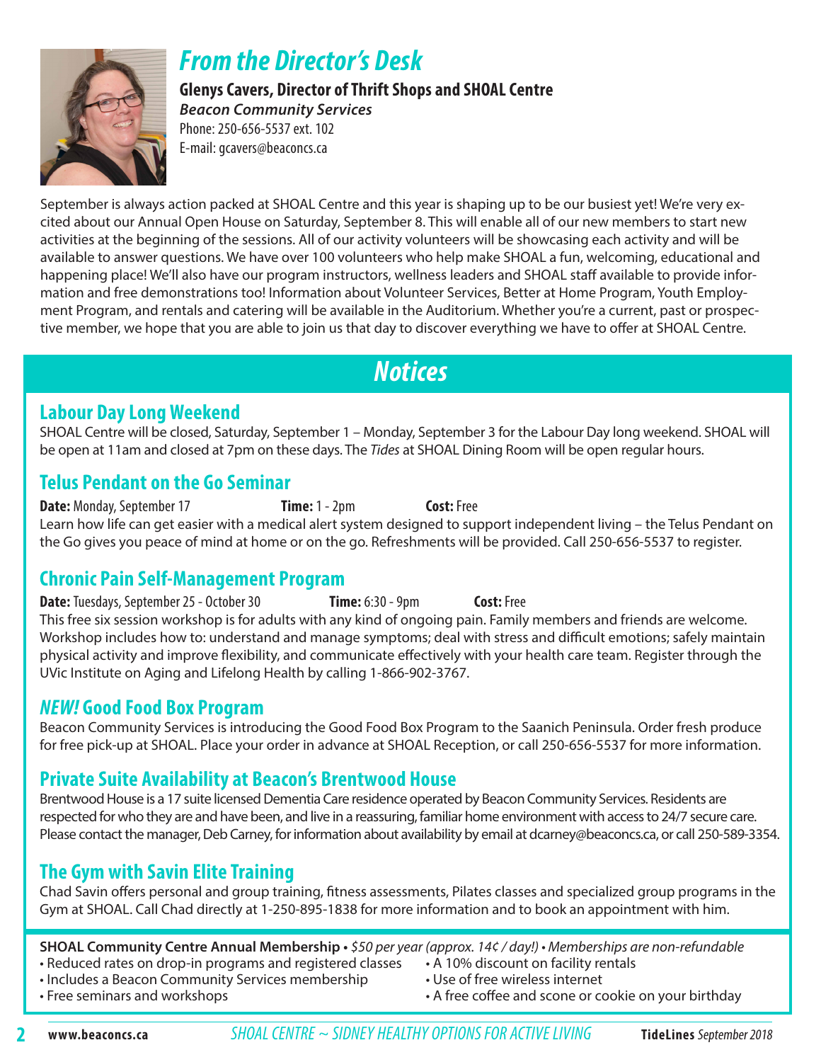# *From the Director's Desk*

**Glenys Cavers, Director of Thrift Shops and SHOAL Centre**
***Beacon Community Services***
Phone: 250-656-5537 ext. 102
E-mail: gcavers@beaconcs.ca

September is always action packed at SHOAL Centre and this year is shaping up to be our busiest yet! We're very excited about our Annual Open House on Saturday, September 8. This will enable all of our new members to start new activities at the beginning of the sessions. All of our activity volunteers will be showcasing each activity and will be available to answer questions. We have over 100 volunteers who help make SHOAL a fun, welcoming, educational and happening place! We'll also have our program instructors, wellness leaders and SHOAL staff available to provide information and free demonstrations too! Information about Volunteer Services, Better at Home Program, Youth Employment Program, and rentals and catering will be available in the Auditorium. Whether you're a current, past or prospective member, we hope that you are able to join us that day to discover everything we have to offer at SHOAL Centre.

# *Notices*

## Labour Day Long Weekend

SHOAL Centre will be closed, Saturday, September 1 – Monday, September 3 for the Labour Day long weekend. SHOAL will be open at 11am and closed at 7pm on these days. The *Tides* at SHOAL Dining Room will be open regular hours.

## Telus Pendant on the Go Seminar

**Date:** Monday, September 17 **Time:** 1 - 2pm **Cost:** Free

Learn how life can get easier with a medical alert system designed to support independent living – the Telus Pendant on the Go gives you peace of mind at home or on the go. Refreshments will be provided. Call 250-656-5537 to register.

## Chronic Pain Self-Management Program

**Date:** Tuesdays, September 25 - October 30 **Time:** 6:30 - 9pm **Cost:** Free

This free six session workshop is for adults with any kind of ongoing pain. Family members and friends are welcome. Workshop includes how to: understand and manage symptoms; deal with stress and difficult emotions; safely maintain physical activity and improve flexibility, and communicate effectively with your health care team. Register through the UVic Institute on Aging and Lifelong Health by calling 1-866-902-3767.

## *NEW!* Good Food Box Program

Beacon Community Services is introducing the Good Food Box Program to the Saanich Peninsula. Order fresh produce for free pick-up at SHOAL. Place your order in advance at SHOAL Reception, or call 250-656-5537 for more information.

## Private Suite Availability at Beacon's Brentwood House

Brentwood House is a 17 suite licensed Dementia Care residence operated by Beacon Community Services. Residents are respected for who they are and have been, and live in a reassuring, familiar home environment with access to 24/7 secure care. Please contact the manager, Deb Carney, for information about availability by email at dcarney@beaconcs.ca, or call 250-589-3354.

## The Gym with Savin Elite Training

Chad Savin offers personal and group training, fitness assessments, Pilates classes and specialized group programs in the Gym at SHOAL. Call Chad directly at 1-250-895-1838 for more information and to book an appointment with him.

**SHOAL Community Centre Annual Membership** • *$50 per year (approx. 14¢ / day!) • Memberships are non-refundable*

- Reduced rates on drop-in programs and registered classes
- Includes a Beacon Community Services membership
- Free seminars and workshops
- A 10% discount on facility rentals
- Use of free wireless internet
- A free coffee and scone or cookie on your birthday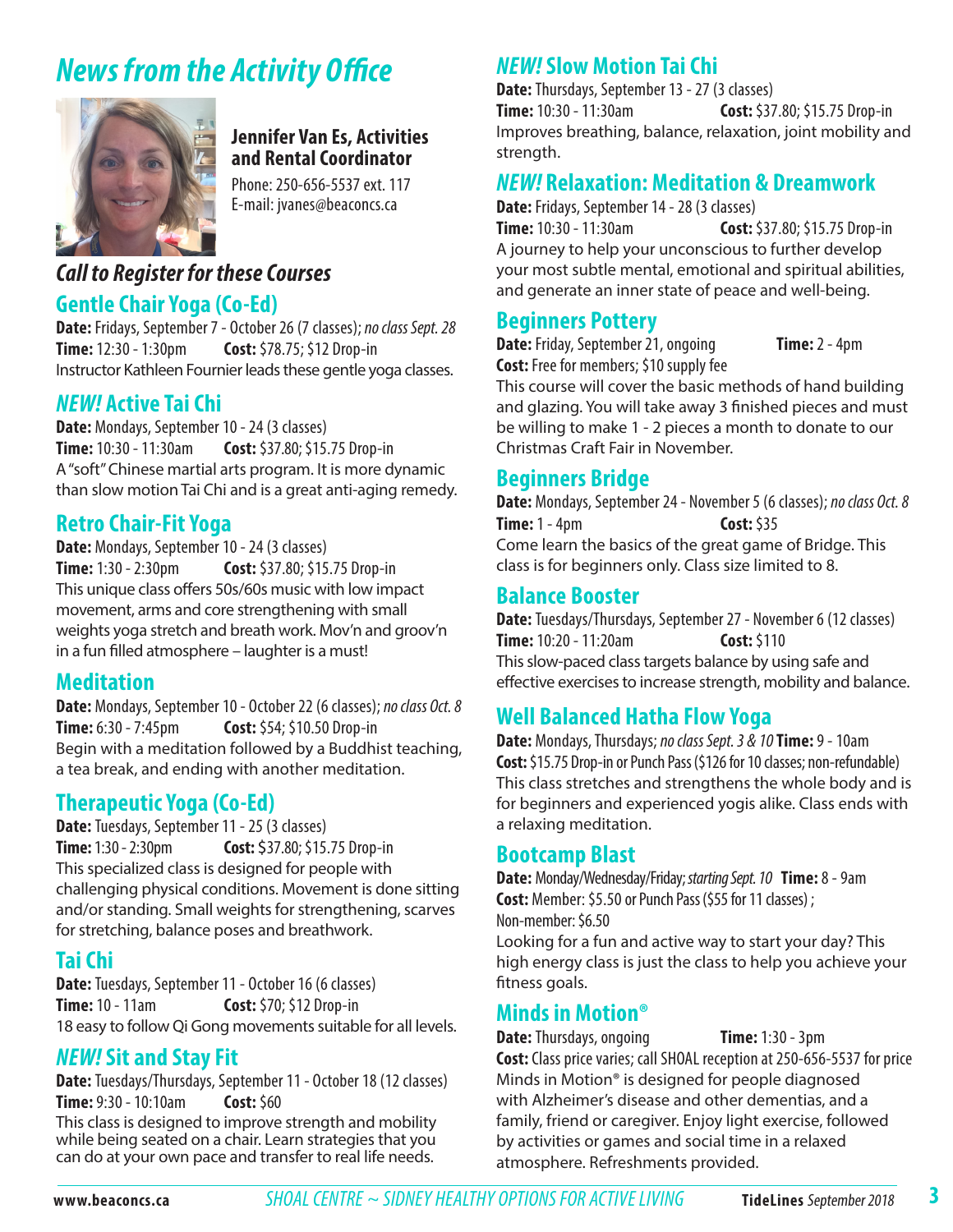# News from the Activity Office

**Jennifer Van Es, Activities and Rental Coordinator**

Phone: 250-656-5537 ext. 117
E-mail: jvanes@beaconcs.ca

## Call to Register for these Courses

### Gentle Chair Yoga (Co-Ed)

**Date:** Fridays, September 7 - October 26 (7 classes); *no class Sept. 28*
**Time:** 12:30 - 1:30pm **Cost:** $78.75; $12 Drop-in
Instructor Kathleen Fournier leads these gentle yoga classes.

### *NEW!* Active Tai Chi

**Date:** Mondays, September 10 - 24 (3 classes)
**Time:** 10:30 - 11:30am **Cost:** $37.80; $15.75 Drop-in
A "soft" Chinese martial arts program. It is more dynamic than slow motion Tai Chi and is a great anti-aging remedy.

### Retro Chair-Fit Yoga

**Date:** Mondays, September 10 - 24 (3 classes)
**Time:** 1:30 - 2:30pm **Cost:** $37.80; $15.75 Drop-in
This unique class offers 50s/60s music with low impact movement, arms and core strengthening with small weights yoga stretch and breath work. Mov'n and groov'n in a fun filled atmosphere – laughter is a must!

### Meditation

**Date:** Mondays, September 10 - October 22 (6 classes); *no class Oct. 8*
**Time:** 6:30 - 7:45pm **Cost:** $54; $10.50 Drop-in
Begin with a meditation followed by a Buddhist teaching, a tea break, and ending with another meditation.

### Therapeutic Yoga (Co-Ed)

**Date:** Tuesdays, September 11 - 25 (3 classes)
**Time:** 1:30 - 2:30pm **Cost:** $37.80; $15.75 Drop-in
This specialized class is designed for people with challenging physical conditions. Movement is done sitting and/or standing. Small weights for strengthening, scarves for stretching, balance poses and breathwork.

### Tai Chi

**Date:** Tuesdays, September 11 - October 16 (6 classes)
**Time:** 10 - 11am **Cost:** $70; $12 Drop-in
18 easy to follow Qi Gong movements suitable for all levels.

### *NEW!* Sit and Stay Fit

**Date:** Tuesdays/Thursdays, September 11 - October 18 (12 classes)
**Time:** 9:30 - 10:10am **Cost:** $60
This class is designed to improve strength and mobility while being seated on a chair. Learn strategies that you can do at your own pace and transfer to real life needs.

### *NEW!* Slow Motion Tai Chi

**Date:** Thursdays, September 13 - 27 (3 classes)
**Time:** 10:30 - 11:30am **Cost:** $37.80; $15.75 Drop-in
Improves breathing, balance, relaxation, joint mobility and strength.

### *NEW!* Relaxation: Meditation & Dreamwork

**Date:** Fridays, September 14 - 28 (3 classes)
**Time:** 10:30 - 11:30am **Cost:** $37.80; $15.75 Drop-in
A journey to help your unconscious to further develop your most subtle mental, emotional and spiritual abilities, and generate an inner state of peace and well-being.

### Beginners Pottery

**Date:** Friday, September 21, ongoing **Time:** 2 - 4pm
**Cost:** Free for members; $10 supply fee
This course will cover the basic methods of hand building and glazing. You will take away 3 finished pieces and must be willing to make 1 - 2 pieces a month to donate to our Christmas Craft Fair in November.

### Beginners Bridge

**Date:** Mondays, September 24 - November 5 (6 classes); *no class Oct. 8*
**Time:** 1 - 4pm **Cost:** $35
Come learn the basics of the great game of Bridge. This class is for beginners only. Class size limited to 8.

### Balance Booster

**Date:** Tuesdays/Thursdays, September 27 - November 6 (12 classes)
**Time:** 10:20 - 11:20am **Cost:** $110
This slow-paced class targets balance by using safe and effective exercises to increase strength, mobility and balance.

### Well Balanced Hatha Flow Yoga

**Date:** Mondays, Thursdays; *no class Sept. 3 & 10* **Time:** 9 - 10am
**Cost:** $15.75 Drop-in or Punch Pass ($126 for 10 classes; non-refundable)
This class stretches and strengthens the whole body and is for beginners and experienced yogis alike. Class ends with a relaxing meditation.

### Bootcamp Blast

**Date:** Monday/Wednesday/Friday; *starting Sept. 10* **Time:** 8 - 9am
**Cost:** Member: $5.50 or Punch Pass ($55 for 11 classes) ;
Non-member: $6.50
Looking for a fun and active way to start your day? This high energy class is just the class to help you achieve your fitness goals.

### Minds in Motion®

**Date:** Thursdays, ongoing **Time:** 1:30 - 3pm
**Cost:** Class price varies; call SHOAL reception at 250-656-5537 for price
Minds in Motion® is designed for people diagnosed with Alzheimer's disease and other dementias, and a family, friend or caregiver. Enjoy light exercise, followed by activities or games and social time in a relaxed atmosphere. Refreshments provided.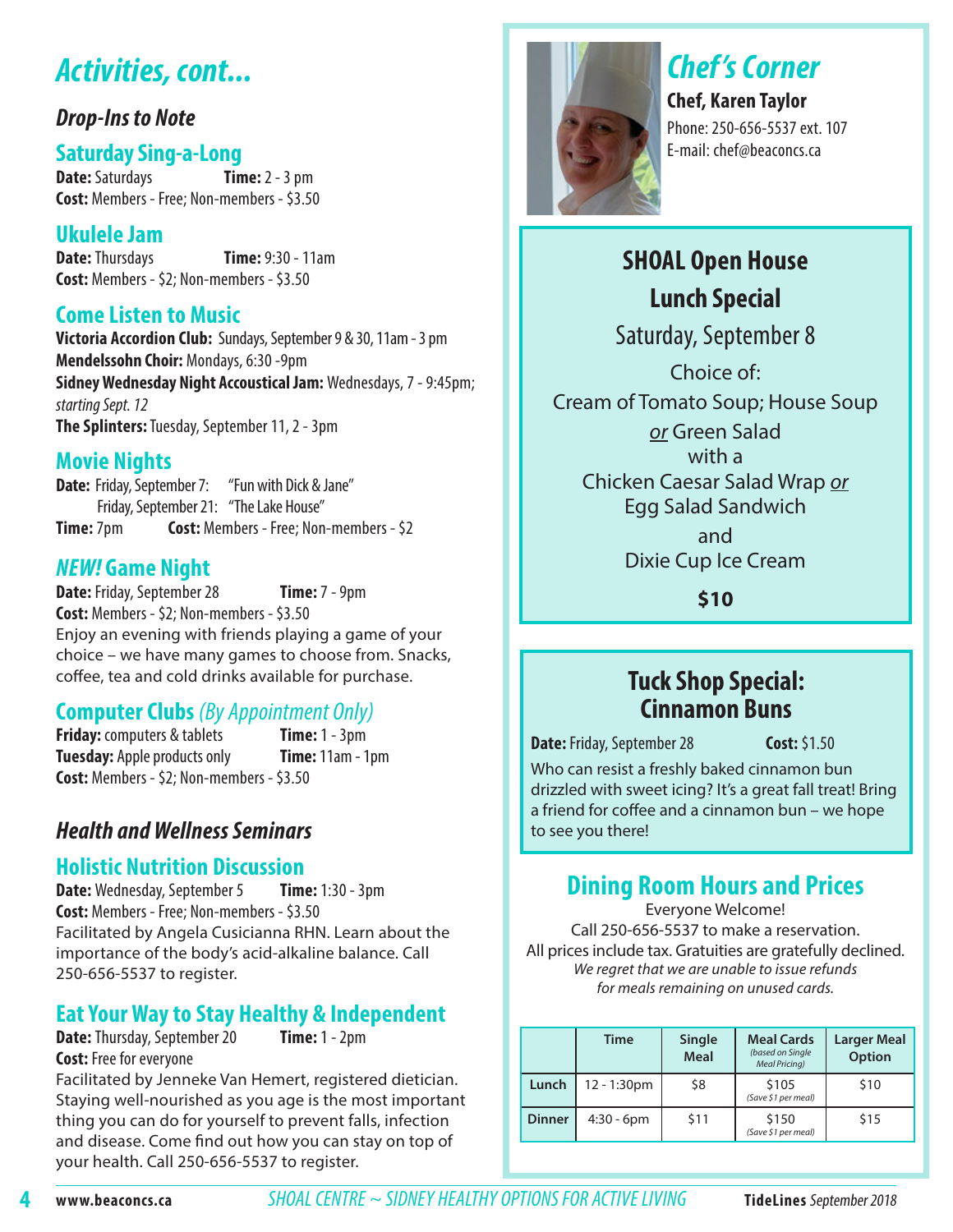# Activities, cont...

## *Drop-Ins to Note*

### Saturday Sing-a-Long

**Date:** Saturdays **Time:** 2 - 3 pm
**Cost:** Members - Free; Non-members - $3.50

### Ukulele Jam

**Date:** Thursdays **Time:** 9:30 - 11am
**Cost:** Members - $2; Non-members - $3.50

### Come Listen to Music

**Victoria Accordion Club:** Sundays, September 9 & 30, 11am - 3 pm
**Mendelssohn Choir:** Mondays, 6:30 -9pm
**Sidney Wednesday Night Accoustical Jam:** Wednesdays, 7 - 9:45pm; *starting Sept. 12*
**The Splinters:** Tuesday, September 11, 2 - 3pm

### Movie Nights

**Date:** Friday, September 7: "Fun with Dick & Jane"
Friday, September 21: "The Lake House"
**Time:** 7pm **Cost:** Members - Free; Non-members - $2

### *NEW!* Game Night

**Date:** Friday, September 28 **Time:** 7 - 9pm
**Cost:** Members - $2; Non-members - $3.50
Enjoy an evening with friends playing a game of your choice – we have many games to choose from. Snacks, coffee, tea and cold drinks available for purchase.

### Computer Clubs *(By Appointment Only)*

**Friday:** computers & tablets **Time:** 1 - 3pm
**Tuesday:** Apple products only **Time:** 11am - 1pm
**Cost:** Members - $2; Non-members - $3.50

## *Health and Wellness Seminars*

### Holistic Nutrition Discussion

**Date:** Wednesday, September 5 **Time:** 1:30 - 3pm
**Cost:** Members - Free; Non-members - $3.50
Facilitated by Angela Cusicianna RHN. Learn about the importance of the body's acid-alkaline balance. Call 250-656-5537 to register.

### Eat Your Way to Stay Healthy & Independent

**Date:** Thursday, September 20 **Time:** 1 - 2pm
**Cost:** Free for everyone
Facilitated by Jenneke Van Hemert, registered dietician. Staying well-nourished as you age is the most important thing you can do for yourself to prevent falls, infection and disease. Come find out how you can stay on top of your health. Call 250-656-5537 to register.

# Chef's Corner

**Chef, Karen Taylor**
Phone: 250-656-5537 ext. 107
E-mail: chef@beaconcs.ca

## SHOAL Open House Lunch Special

Saturday, September 8

Choice of:
Cream of Tomato Soup; House Soup
*or* Green Salad
with a
Chicken Caesar Salad Wrap *or*
Egg Salad Sandwich
and
Dixie Cup Ice Cream

**$10**

## Tuck Shop Special: Cinnamon Buns

**Date:** Friday, September 28 **Cost:** $1.50
Who can resist a freshly baked cinnamon bun drizzled with sweet icing? It's a great fall treat! Bring a friend for coffee and a cinnamon bun – we hope to see you there!

## Dining Room Hours and Prices

Everyone Welcome!
Call 250-656-5537 to make a reservation.
All prices include tax. Gratuities are gratefully declined.
*We regret that we are unable to issue refunds for meals remaining on unused cards.*

| | Time | Single Meal | Meal Cards *(based on Single Meal Pricing)* | Larger Meal Option |
|---|---|---|---|---|
| **Lunch** | 12 - 1:30pm | $8 | $105 *(Save $1 per meal)* | $10 |
| **Dinner** | 4:30 - 6pm | $11 | $150 *(Save $1 per meal)* | $15 |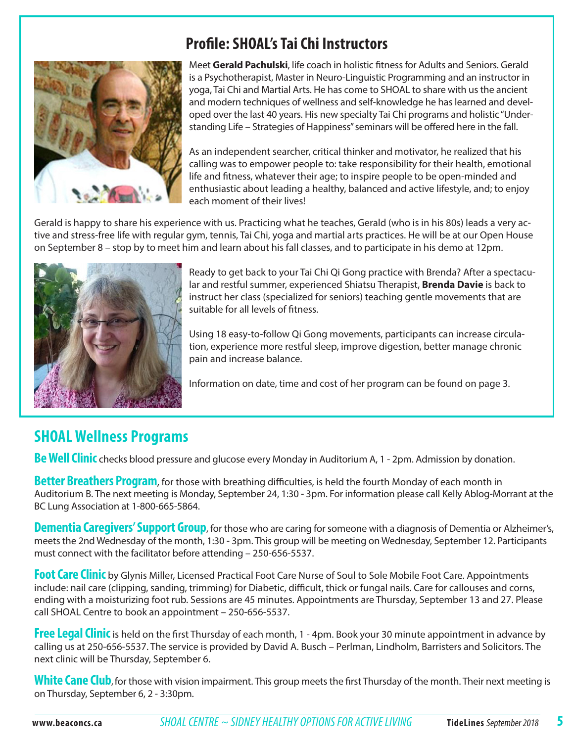## Profile: SHOAL's Tai Chi Instructors

Meet **Gerald Pachulski**, life coach in holistic fitness for Adults and Seniors. Gerald is a Psychotherapist, Master in Neuro-Linguistic Programming and an instructor in yoga, Tai Chi and Martial Arts. He has come to SHOAL to share with us the ancient and modern techniques of wellness and self-knowledge he has learned and developed over the last 40 years. His new specialty Tai Chi programs and holistic "Understanding Life – Strategies of Happiness" seminars will be offered here in the fall.

As an independent searcher, critical thinker and motivator, he realized that his calling was to empower people to: take responsibility for their health, emotional life and fitness, whatever their age; to inspire people to be open-minded and enthusiastic about leading a healthy, balanced and active lifestyle, and; to enjoy each moment of their lives!

Gerald is happy to share his experience with us. Practicing what he teaches, Gerald (who is in his 80s) leads a very active and stress-free life with regular gym, tennis, Tai Chi, yoga and martial arts practices. He will be at our Open House on September 8 – stop by to meet him and learn about his fall classes, and to participate in his demo at 12pm.

Ready to get back to your Tai Chi Qi Gong practice with Brenda? After a spectacular and restful summer, experienced Shiatsu Therapist, **Brenda Davie** is back to instruct her class (specialized for seniors) teaching gentle movements that are suitable for all levels of fitness.

Using 18 easy-to-follow Qi Gong movements, participants can increase circulation, experience more restful sleep, improve digestion, better manage chronic pain and increase balance.

Information on date, time and cost of her program can be found on page 3.

## SHOAL Wellness Programs

**Be Well Clinic** checks blood pressure and glucose every Monday in Auditorium A, 1 - 2pm. Admission by donation.

**Better Breathers Program**, for those with breathing difficulties, is held the fourth Monday of each month in Auditorium B. The next meeting is Monday, September 24, 1:30 - 3pm. For information please call Kelly Ablog-Morrant at the BC Lung Association at 1-800-665-5864.

**Dementia Caregivers' Support Group**, for those who are caring for someone with a diagnosis of Dementia or Alzheimer's, meets the 2nd Wednesday of the month, 1:30 - 3pm. This group will be meeting on Wednesday, September 12. Participants must connect with the facilitator before attending – 250-656-5537.

**Foot Care Clinic** by Glynis Miller, Licensed Practical Foot Care Nurse of Soul to Sole Mobile Foot Care. Appointments include: nail care (clipping, sanding, trimming) for Diabetic, difficult, thick or fungal nails. Care for callouses and corns, ending with a moisturizing foot rub. Sessions are 45 minutes. Appointments are Thursday, September 13 and 27. Please call SHOAL Centre to book an appointment – 250-656-5537.

**Free Legal Clinic** is held on the first Thursday of each month, 1 - 4pm. Book your 30 minute appointment in advance by calling us at 250-656-5537. The service is provided by David A. Busch – Perlman, Lindholm, Barristers and Solicitors. The next clinic will be Thursday, September 6.

**White Cane Club**, for those with vision impairment. This group meets the first Thursday of the month. Their next meeting is on Thursday, September 6, 2 - 3:30pm.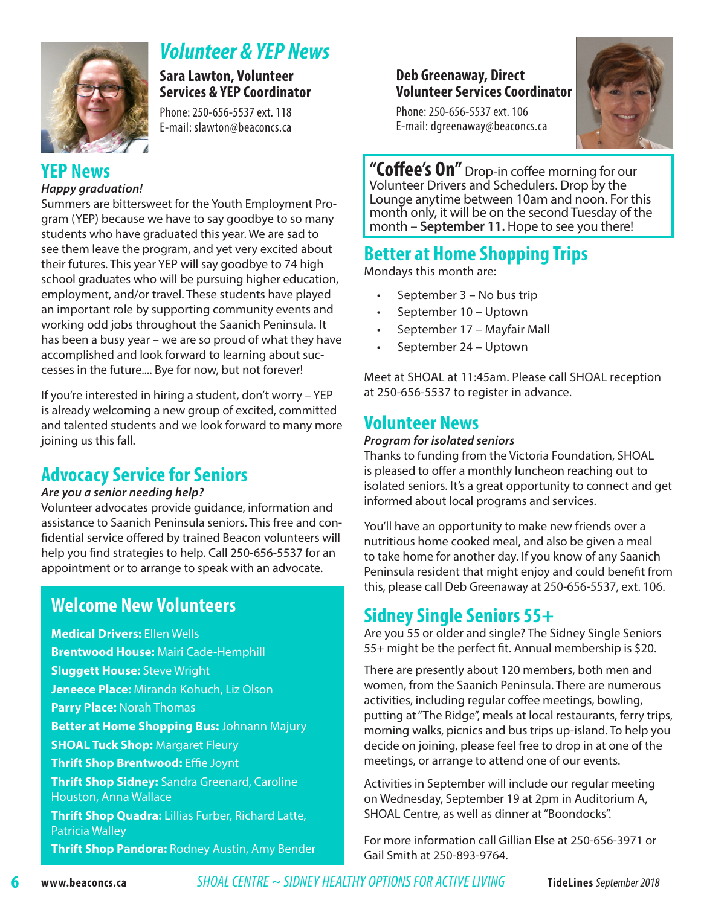# Volunteer & YEP News

**Sara Lawton, Volunteer Services & YEP Coordinator**
Phone: 250-656-5537 ext. 118
E-mail: slawton@beaconcs.ca

**Deb Greenaway, Direct Volunteer Services Coordinator**
Phone: 250-656-5537 ext. 106
E-mail: dgreenaway@beaconcs.ca

## YEP News

***Happy graduation!***

Summers are bittersweet for the Youth Employment Program (YEP) because we have to say goodbye to so many students who have graduated this year. We are sad to see them leave the program, and yet very excited about their futures. This year YEP will say goodbye to 74 high school graduates who will be pursuing higher education, employment, and/or travel. These students have played an important role by supporting community events and working odd jobs throughout the Saanich Peninsula. It has been a busy year – we are so proud of what they have accomplished and look forward to learning about successes in the future.... Bye for now, but not forever!

If you're interested in hiring a student, don't worry – YEP is already welcoming a new group of excited, committed and talented students and we look forward to many more joining us this fall.

## Advocacy Service for Seniors

***Are you a senior needing help?***

Volunteer advocates provide guidance, information and assistance to Saanich Peninsula seniors. This free and confidential service offered by trained Beacon volunteers will help you find strategies to help. Call 250-656-5537 for an appointment or to arrange to speak with an advocate.

## Welcome New Volunteers

**Medical Drivers:** Ellen Wells
**Brentwood House:** Mairi Cade-Hemphill
**Sluggett House:** Steve Wright
**Jeneece Place:** Miranda Kohuch, Liz Olson
**Parry Place:** Norah Thomas
**Better at Home Shopping Bus:** Johnann Majury
**SHOAL Tuck Shop:** Margaret Fleury
**Thrift Shop Brentwood:** Effie Joynt
**Thrift Shop Sidney:** Sandra Greenard, Caroline Houston, Anna Wallace
**Thrift Shop Quadra:** Lillias Furber, Richard Latte, Patricia Walley
**Thrift Shop Pandora:** Rodney Austin, Amy Bender

**"Coffee's On"** Drop-in coffee morning for our Volunteer Drivers and Schedulers. Drop by the Lounge anytime between 10am and noon. For this month only, it will be on the second Tuesday of the month – **September 11.** Hope to see you there!

## Better at Home Shopping Trips

Mondays this month are:

- September 3 – No bus trip
- September 10 – Uptown
- September 17 – Mayfair Mall
- September 24 – Uptown

Meet at SHOAL at 11:45am. Please call SHOAL reception at 250-656-5537 to register in advance.

## Volunteer News

***Program for isolated seniors***

Thanks to funding from the Victoria Foundation, SHOAL is pleased to offer a monthly luncheon reaching out to isolated seniors. It's a great opportunity to connect and get informed about local programs and services.

You'll have an opportunity to make new friends over a nutritious home cooked meal, and also be given a meal to take home for another day. If you know of any Saanich Peninsula resident that might enjoy and could benefit from this, please call Deb Greenaway at 250-656-5537, ext. 106.

## Sidney Single Seniors 55+

Are you 55 or older and single? The Sidney Single Seniors 55+ might be the perfect fit. Annual membership is $20.

There are presently about 120 members, both men and women, from the Saanich Peninsula. There are numerous activities, including regular coffee meetings, bowling, putting at "The Ridge", meals at local restaurants, ferry trips, morning walks, picnics and bus trips up-island. To help you decide on joining, please feel free to drop in at one of the meetings, or arrange to attend one of our events.

Activities in September will include our regular meeting on Wednesday, September 19 at 2pm in Auditorium A, SHOAL Centre, as well as dinner at "Boondocks".

For more information call Gillian Else at 250-656-3971 or Gail Smith at 250-893-9764.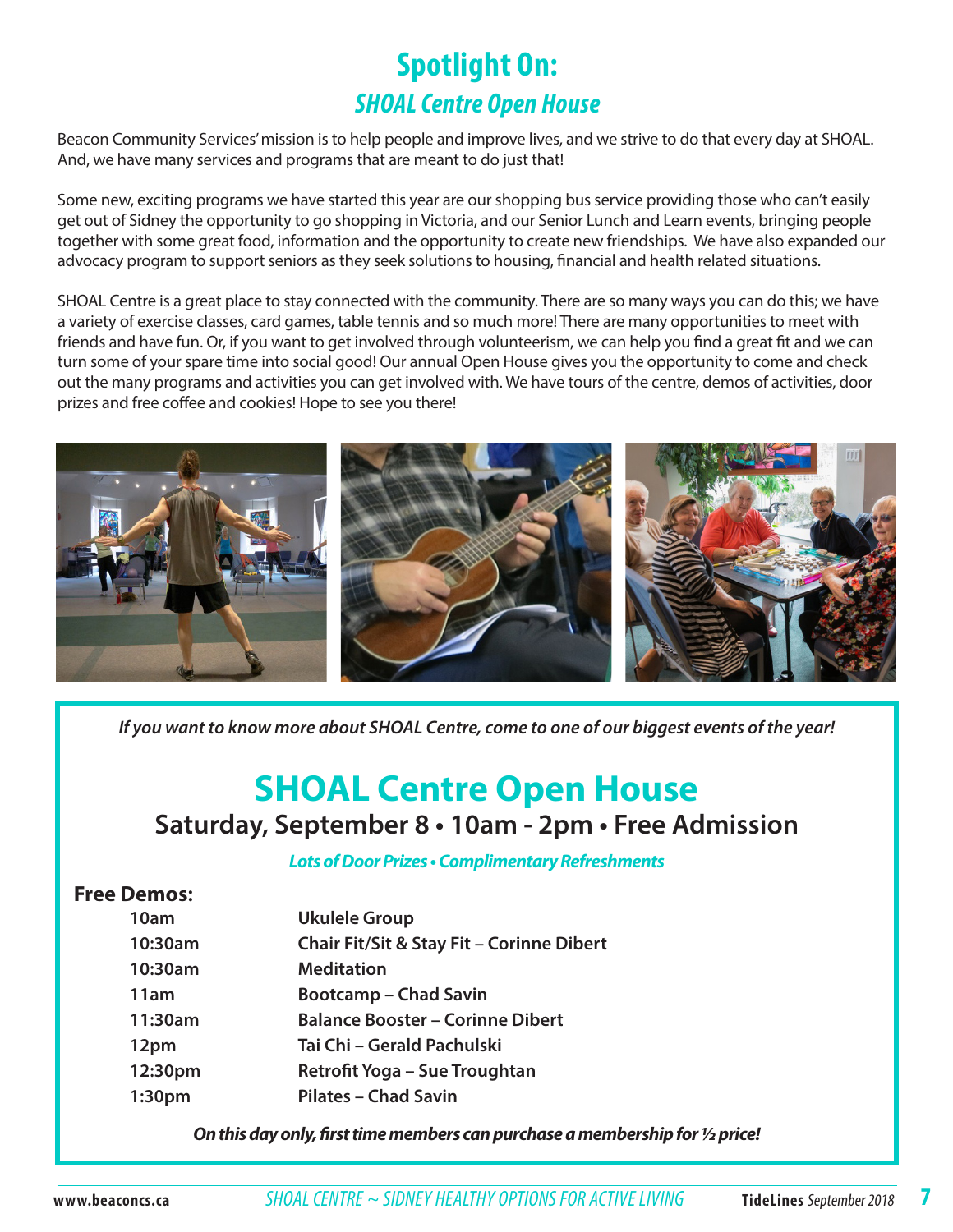# Spotlight On:

## *SHOAL Centre Open House*

Beacon Community Services' mission is to help people and improve lives, and we strive to do that every day at SHOAL. And, we have many services and programs that are meant to do just that!

Some new, exciting programs we have started this year are our shopping bus service providing those who can't easily get out of Sidney the opportunity to go shopping in Victoria, and our Senior Lunch and Learn events, bringing people together with some great food, information and the opportunity to create new friendships. We have also expanded our advocacy program to support seniors as they seek solutions to housing, financial and health related situations.

SHOAL Centre is a great place to stay connected with the community. There are so many ways you can do this; we have a variety of exercise classes, card games, table tennis and so much more! There are many opportunities to meet with friends and have fun. Or, if you want to get involved through volunteerism, we can help you find a great fit and we can turn some of your spare time into social good! Our annual Open House gives you the opportunity to come and check out the many programs and activities you can get involved with. We have tours of the centre, demos of activities, door prizes and free coffee and cookies! Hope to see you there!

*If you want to know more about SHOAL Centre, come to one of our biggest events of the year!*

## SHOAL Centre Open House

**Saturday, September 8 • 10am - 2pm • Free Admission**

*Lots of Door Prizes • Complimentary Refreshments*

**Free Demos:**

| | |
|---|---|
| 10am | Ukulele Group |
| 10:30am | Chair Fit/Sit & Stay Fit – Corinne Dibert |
| 10:30am | Meditation |
| 11am | Bootcamp – Chad Savin |
| 11:30am | Balance Booster – Corinne Dibert |
| 12pm | Tai Chi – Gerald Pachulski |
| 12:30pm | Retrofit Yoga – Sue Troughtan |
| 1:30pm | Pilates – Chad Savin |

***On this day only, first time members can purchase a membership for ½ price!***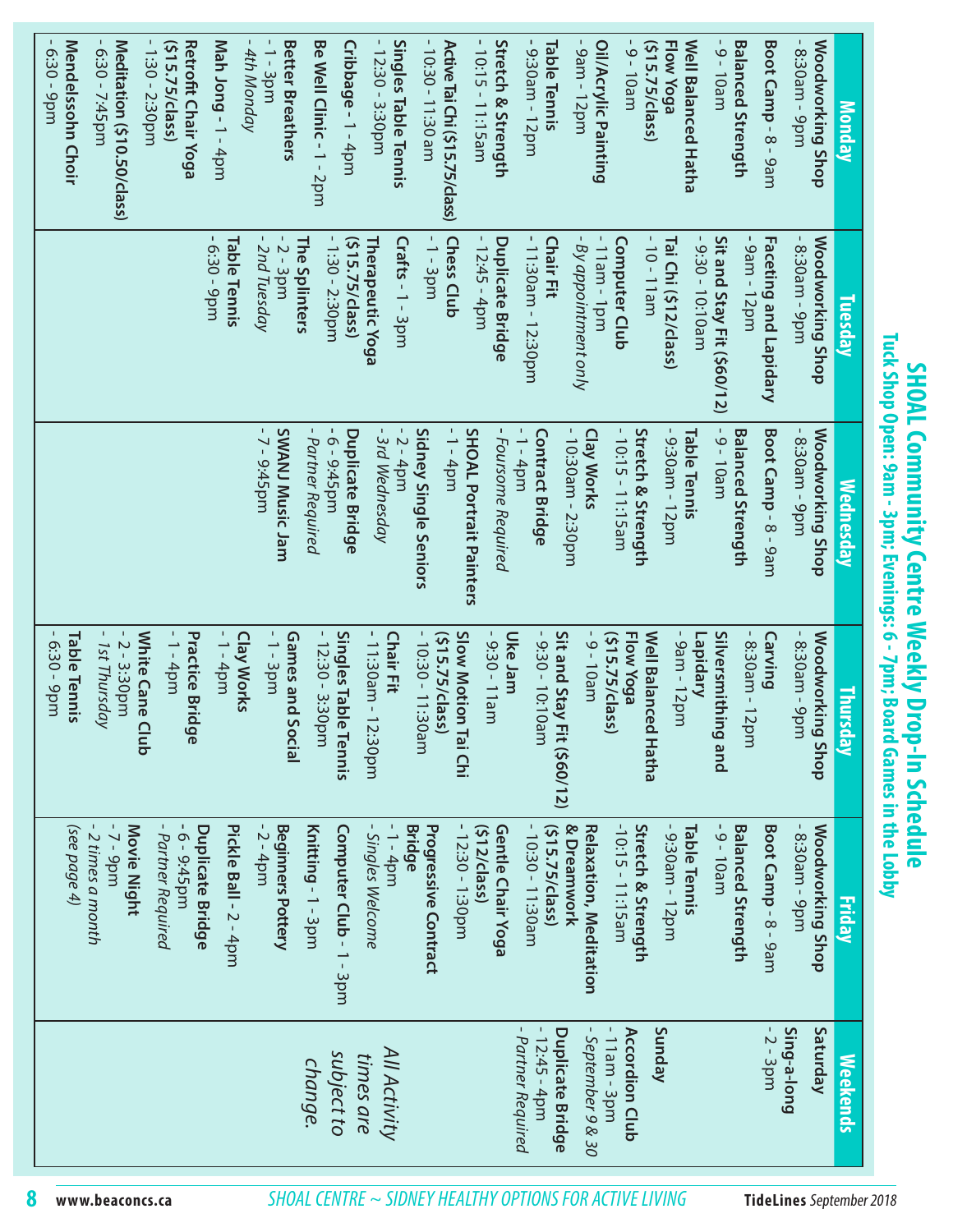# SHOAL Community Centre Weekly Drop-In Schedule

**Tuck Shop Open: 9am - 3pm; Evenings: 6 - 7pm; Board Games in the Lobby**

| Monday | Tuesday | Wednesday | Thursday | Friday | Weekends |
|---|---|---|---|---|---|
| **Woodworking Shop** - 8:30am - 9pm | **Woodworking Shop** - 8:30am - 9pm | **Woodworking Shop** - 8:30am - 9pm | **Woodworking Shop** - 8:30am - 9pm | **Woodworking Shop** - 8:30am - 9pm | **Saturday** **Sing-a-long** - 2 - 3pm |
| **Boot Camp** - 8 - 9am | **Faceting and Lapidary** - 9am - 12pm | **Boot Camp** - 8 - 9am | **Carving** - 8:30am - 12pm | **Boot Camp** - 8 - 9am | |
| **Balanced Strength** - 9 - 10am | **Sit and Stay Fit ($60/12)** - 9:30 - 10:10am | **Balanced Strength** - 9 - 10am | **Silversmithing and Lapidary** - 9am - 12pm | **Balanced Strength** - 9 - 10am | |
| **Well Balanced Hatha Flow Yoga ($15.75/class)** - 9 - 10am | **Tai Chi ($12/class)** - 10 - 11am | **Table Tennis** - 9:30am - 12pm | **Well Balanced Hatha Flow Yoga ($15.75/class)** - 9 - 10am | **Table Tennis** - 9:30am - 12pm | **Sunday** |
| **Oil/Acrylic Painting** - 9am - 12pm | **Computer Club** - 11am - 1pm - *By appointment only* | **Stretch & Strength** - 10:15 - 11:15am | **Sit and Stay Fit ($60/12)** - 9:30 - 10:10am | **Stretch & Strength** - 10:15 - 11:15am | **Accordion Club** - 11am - 3pm - *September 9 & 30* |
| **Table Tennis** - 9:30am - 12pm | **Chair Fit** - 11:30am - 12:30pm | **Clay Works** - 10:30am - 2:30pm | **Uke Jam** - 9:30 - 11am | **Relaxation, Meditation & Dreamwork ($15.75/class)** - 10:30 - 11:30am | **Duplicate Bridge** - 12:45 - 4pm - *Partner Required* |
| **Stretch & Strength** - 10:15 - 11:15am | **Duplicate Bridge** - 12:45 - 4pm | **Contract Bridge** - 1 - 4pm - *Foursome Required* | **Slow Motion Tai Chi ($15.75/class)** - 10:30 - 11:30am | **Gentle Chair Yoga ($12/class)** - 12:30 - 1:30pm | |
| **Active Tai Chi ($15.75/class)** - 10:30 - 11:30 am | **Chess Club** - 1 - 3pm | **SHOAL Portrait Painters** - 1 - 4pm | **Chair Fit** - 11:30am - 12:30pm | **Progressive Contract Bridge** - 1 - 4pm - *Singles Welcome* | |
| **Singles Table Tennis** - 12:30 - 3:30pm | **Crafts** - 1 - 3pm | **Sidney Single Seniors** - 2 - 4pm - *3rd Wednesday* | **Singles Table Tennis** - 12:30 - 3:30pm | **Computer Club** - 1 - 3pm | *All Activity times are subject to change.* |
| **Cribbage** - 1 - 4pm | **Therapeutic Yoga ($15.75/class)** - 1:30 - 2:30pm | **Duplicate Bridge** - 6 - 9:45pm - *Partner Required* | **Games and Social** - 1 - 3pm | **Knitting** - 1 - 3pm | |
| **Be Well Clinic** - 1 - 2pm | **The Splinters** - 2 - 3pm - *2nd Tuesday* | **SWANJ Music Jam** - 7 - 9:45pm | **Clay Works** - 1 - 4pm | **Beginners Pottery** - 2 - 4pm | |
| **Better Breathers** - 1 - 3pm - *4th Monday* | **Table Tennis** - 6:30 - 9pm | | **Practice Bridge** - 1 - 4pm | **Pickle Ball** - 2 - 4pm | |
| **Mah Jong** - 1 - 4pm | | | **White Cane Club** - 2 - 3:30pm - *1st Thursday* | **Duplicate Bridge** - 6 - 9:45pm - *Partner Required* | |
| **Retrofit Chair Yoga ($15.75/class)** - 1:30 - 2:30pm | | | **Table Tennis** - 6:30 - 9pm | **Movie Night** - 7 - 9pm - *2 times a month (see page 4)* | |
| **Meditation ($10.50/class)** - 6:30 - 7:45pm | | | | | |
| **Mendelssohn Choir** - 6:30 - 9pm | | | | | |

www.beaconcs.ca    *SHOAL CENTRE ~ SIDNEY HEALTHY OPTIONS FOR ACTIVE LIVING*